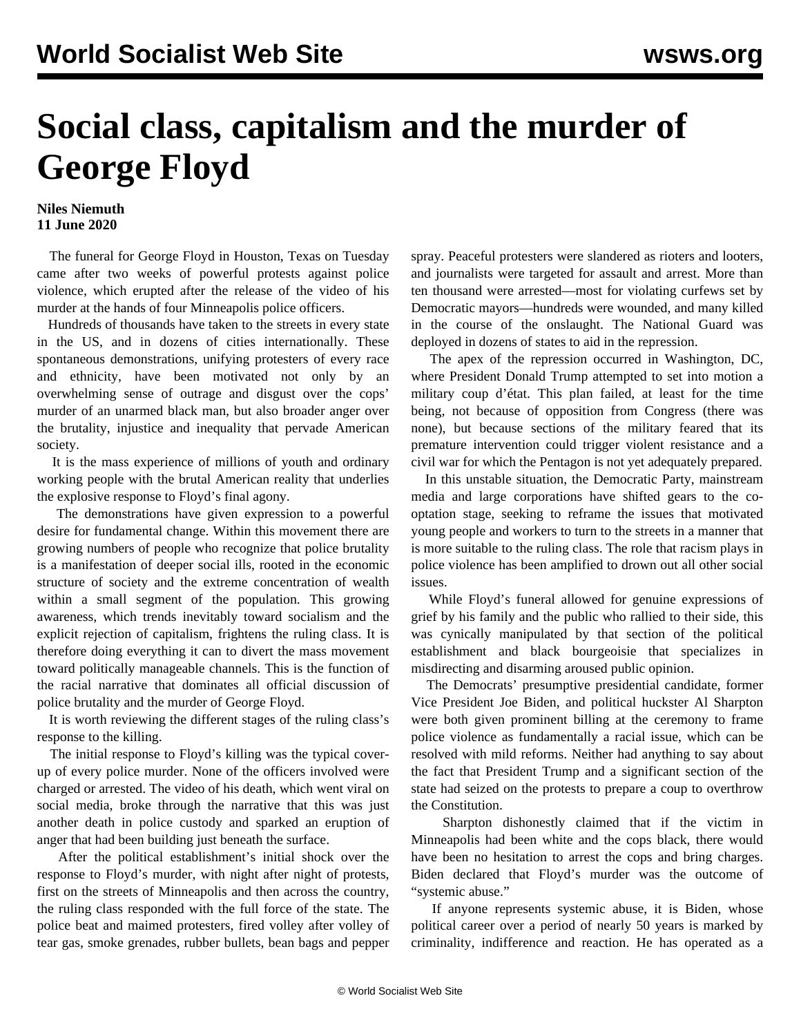# Social class, capitalism and the murder of George Floyd

**Niles Niemuth**
**11 June 2020**

The funeral for George Floyd in Houston, Texas on Tuesday came after two weeks of powerful protests against police violence, which erupted after the release of the video of his murder at the hands of four Minneapolis police officers.

Hundreds of thousands have taken to the streets in every state in the US, and in dozens of cities internationally. These spontaneous demonstrations, unifying protesters of every race and ethnicity, have been motivated not only by an overwhelming sense of outrage and disgust over the cops' murder of an unarmed black man, but also broader anger over the brutality, injustice and inequality that pervade American society.

It is the mass experience of millions of youth and ordinary working people with the brutal American reality that underlies the explosive response to Floyd's final agony.

The demonstrations have given expression to a powerful desire for fundamental change. Within this movement there are growing numbers of people who recognize that police brutality is a manifestation of deeper social ills, rooted in the economic structure of society and the extreme concentration of wealth within a small segment of the population. This growing awareness, which trends inevitably toward socialism and the explicit rejection of capitalism, frightens the ruling class. It is therefore doing everything it can to divert the mass movement toward politically manageable channels. This is the function of the racial narrative that dominates all official discussion of police brutality and the murder of George Floyd.

It is worth reviewing the different stages of the ruling class's response to the killing.

The initial response to Floyd's killing was the typical cover-up of every police murder. None of the officers involved were charged or arrested. The video of his death, which went viral on social media, broke through the narrative that this was just another death in police custody and sparked an eruption of anger that had been building just beneath the surface.

After the political establishment's initial shock over the response to Floyd's murder, with night after night of protests, first on the streets of Minneapolis and then across the country, the ruling class responded with the full force of the state. The police beat and maimed protesters, fired volley after volley of tear gas, smoke grenades, rubber bullets, bean bags and pepper spray. Peaceful protesters were slandered as rioters and looters, and journalists were targeted for assault and arrest. More than ten thousand were arrested—most for violating curfews set by Democratic mayors—hundreds were wounded, and many killed in the course of the onslaught. The National Guard was deployed in dozens of states to aid in the repression.

The apex of the repression occurred in Washington, DC, where President Donald Trump attempted to set into motion a military coup d'état. This plan failed, at least for the time being, not because of opposition from Congress (there was none), but because sections of the military feared that its premature intervention could trigger violent resistance and a civil war for which the Pentagon is not yet adequately prepared.

In this unstable situation, the Democratic Party, mainstream media and large corporations have shifted gears to the co-optation stage, seeking to reframe the issues that motivated young people and workers to turn to the streets in a manner that is more suitable to the ruling class. The role that racism plays in police violence has been amplified to drown out all other social issues.

While Floyd's funeral allowed for genuine expressions of grief by his family and the public who rallied to their side, this was cynically manipulated by that section of the political establishment and black bourgeoisie that specializes in misdirecting and disarming aroused public opinion.

The Democrats' presumptive presidential candidate, former Vice President Joe Biden, and political huckster Al Sharpton were both given prominent billing at the ceremony to frame police violence as fundamentally a racial issue, which can be resolved with mild reforms. Neither had anything to say about the fact that President Trump and a significant section of the state had seized on the protests to prepare a coup to overthrow the Constitution.

Sharpton dishonestly claimed that if the victim in Minneapolis had been white and the cops black, there would have been no hesitation to arrest the cops and bring charges. Biden declared that Floyd's murder was the outcome of "systemic abuse."

If anyone represents systemic abuse, it is Biden, whose political career over a period of nearly 50 years is marked by criminality, indifference and reaction. He has operated as a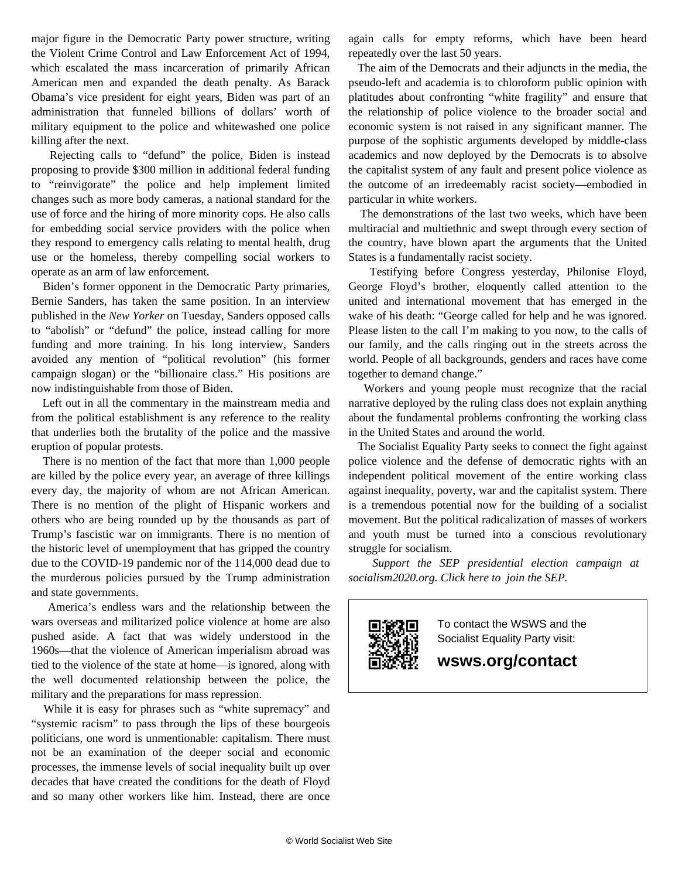major figure in the Democratic Party power structure, writing the Violent Crime Control and Law Enforcement Act of 1994, which escalated the mass incarceration of primarily African American men and expanded the death penalty. As Barack Obama's vice president for eight years, Biden was part of an administration that funneled billions of dollars' worth of military equipment to the police and whitewashed one police killing after the next.

Rejecting calls to "defund" the police, Biden is instead proposing to provide $300 million in additional federal funding to "reinvigorate" the police and help implement limited changes such as more body cameras, a national standard for the use of force and the hiring of more minority cops. He also calls for embedding social service providers with the police when they respond to emergency calls relating to mental health, drug use or the homeless, thereby compelling social workers to operate as an arm of law enforcement.

Biden's former opponent in the Democratic Party primaries, Bernie Sanders, has taken the same position. In an interview published in the *New Yorker* on Tuesday, Sanders opposed calls to "abolish" or "defund" the police, instead calling for more funding and more training. In his long interview, Sanders avoided any mention of "political revolution" (his former campaign slogan) or the "billionaire class." His positions are now indistinguishable from those of Biden.

Left out in all the commentary in the mainstream media and from the political establishment is any reference to the reality that underlies both the brutality of the police and the massive eruption of popular protests.

There is no mention of the fact that more than 1,000 people are killed by the police every year, an average of three killings every day, the majority of whom are not African American. There is no mention of the plight of Hispanic workers and others who are being rounded up by the thousands as part of Trump's fascistic war on immigrants. There is no mention of the historic level of unemployment that has gripped the country due to the COVID-19 pandemic nor of the 114,000 dead due to the murderous policies pursued by the Trump administration and state governments.

America's endless wars and the relationship between the wars overseas and militarized police violence at home are also pushed aside. A fact that was widely understood in the 1960s—that the violence of American imperialism abroad was tied to the violence of the state at home—is ignored, along with the well documented relationship between the police, the military and the preparations for mass repression.

While it is easy for phrases such as "white supremacy" and "systemic racism" to pass through the lips of these bourgeois politicians, one word is unmentionable: capitalism. There must not be an examination of the deeper social and economic processes, the immense levels of social inequality built up over decades that have created the conditions for the death of Floyd and so many other workers like him. Instead, there are once again calls for empty reforms, which have been heard repeatedly over the last 50 years.

The aim of the Democrats and their adjuncts in the media, the pseudo-left and academia is to chloroform public opinion with platitudes about confronting "white fragility" and ensure that the relationship of police violence to the broader social and economic system is not raised in any significant manner. The purpose of the sophistic arguments developed by middle-class academics and now deployed by the Democrats is to absolve the capitalist system of any fault and present police violence as the outcome of an irredeemably racist society—embodied in particular in white workers.

The demonstrations of the last two weeks, which have been multiracial and multiethnic and swept through every section of the country, have blown apart the arguments that the United States is a fundamentally racist society.

Testifying before Congress yesterday, Philonise Floyd, George Floyd's brother, eloquently called attention to the united and international movement that has emerged in the wake of his death: "George called for help and he was ignored. Please listen to the call I'm making to you now, to the calls of our family, and the calls ringing out in the streets across the world. People of all backgrounds, genders and races have come together to demand change."

Workers and young people must recognize that the racial narrative deployed by the ruling class does not explain anything about the fundamental problems confronting the working class in the United States and around the world.

The Socialist Equality Party seeks to connect the fight against police violence and the defense of democratic rights with an independent political movement of the entire working class against inequality, poverty, war and the capitalist system. There is a tremendous potential now for the building of a socialist movement. But the political radicalization of masses of workers and youth must be turned into a conscious revolutionary struggle for socialism.

*Support the SEP presidential election campaign at socialism2020.org. Click here to join the SEP.*

To contact the WSWS and the Socialist Equality Party visit:

**wsws.org/contact**